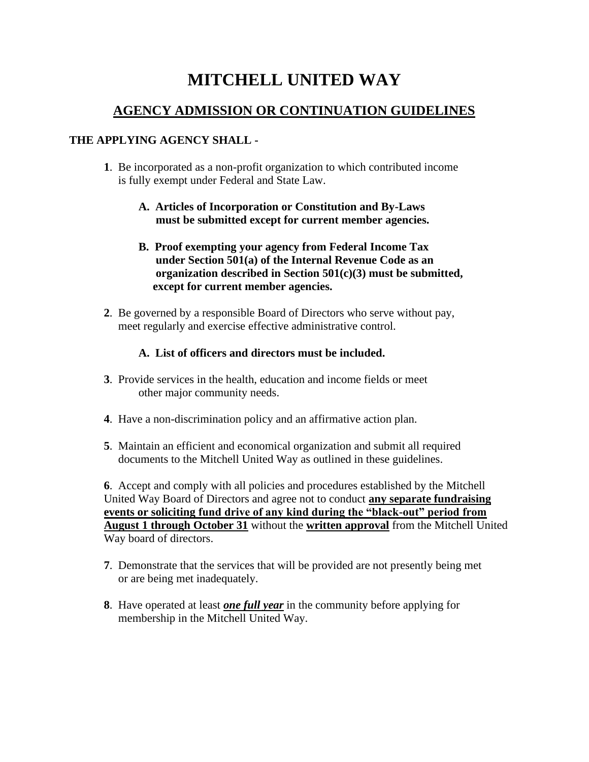# MITCHELL UNITED WAY

## AGENCY ADMISSION OR CONTINUATION GUIDELINES

**THE APPLYING AGENCY SHALL -**

**1**. Be incorporated as a non-profit organization to which contributed income is fully exempt under Federal and State Law.

- **A. Articles of Incorporation or Constitution and By-Laws must be submitted except for current member agencies.**

- **B. Proof exempting your agency from Federal Income Tax under Section 501(a) of the Internal Revenue Code as an organization described in Section 501(c)(3) must be submitted, except for current member agencies.**

**2**. Be governed by a responsible Board of Directors who serve without pay, meet regularly and exercise effective administrative control.

- **A. List of officers and directors must be included.**

**3**. Provide services in the health, education and income fields or meet other major community needs.

**4**. Have a non-discrimination policy and an affirmative action plan.

**5**. Maintain an efficient and economical organization and submit all required documents to the Mitchell United Way as outlined in these guidelines.

**6**. Accept and comply with all policies and procedures established by the Mitchell United Way Board of Directors and agree not to conduct **any separate fundraising events or soliciting fund drive of any kind during the "black-out" period from August 1 through October 31** without the **written approval** from the Mitchell United Way board of directors.

**7**. Demonstrate that the services that will be provided are not presently being met or are being met inadequately.

**8**. Have operated at least ***one full year*** in the community before applying for membership in the Mitchell United Way.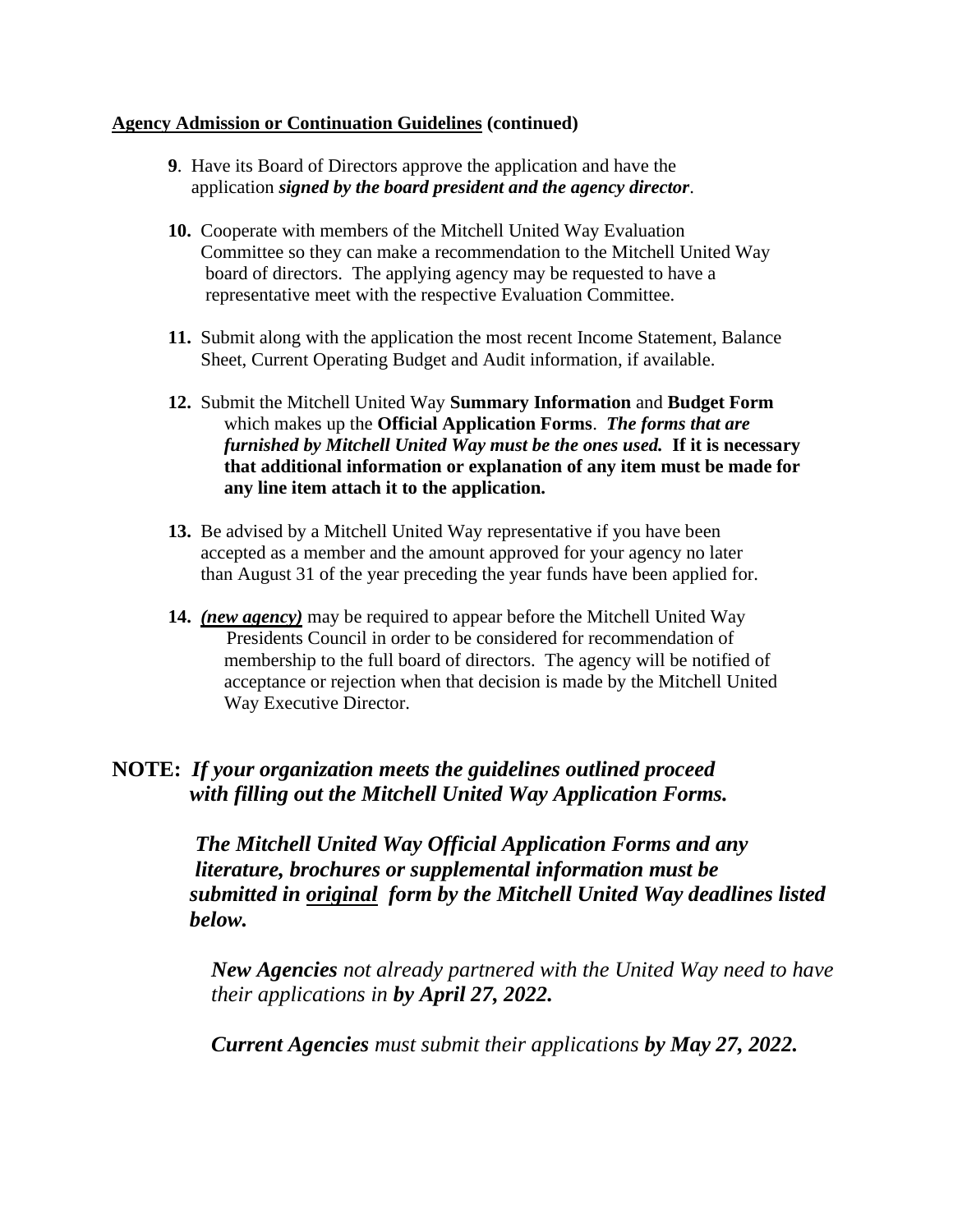**<u>Agency Admission or Continuation Guidelines</u> (continued)**

**9**. Have its Board of Directors approve the application and have the application ***signed by the board president and the agency director***.

**10.** Cooperate with members of the Mitchell United Way Evaluation Committee so they can make a recommendation to the Mitchell United Way board of directors. The applying agency may be requested to have a representative meet with the respective Evaluation Committee.

**11.** Submit along with the application the most recent Income Statement, Balance Sheet, Current Operating Budget and Audit information, if available.

**12.** Submit the Mitchell United Way **Summary Information** and **Budget Form** which makes up the **Official Application Forms**. ***The forms that are furnished by Mitchell United Way must be the ones used.*** **If it is necessary that additional information or explanation of any item must be made for any line item attach it to the application.**

**13.** Be advised by a Mitchell United Way representative if you have been accepted as a member and the amount approved for your agency no later than August 31 of the year preceding the year funds have been applied for.

**14.** ***<u>(new agency)</u>*** may be required to appear before the Mitchell United Way Presidents Council in order to be considered for recommendation of membership to the full board of directors. The agency will be notified of acceptance or rejection when that decision is made by the Mitchell United Way Executive Director.

**NOTE:** ***If your organization meets the guidelines outlined proceed with filling out the Mitchell United Way Application Forms.***

***The Mitchell United Way Official Application Forms and any literature, brochures or supplemental information must be submitted in <u>original</u> form by the Mitchell United Way deadlines listed below.***

***New Agencies** not already partnered with the United Way need to have their applications in **by April 27, 2022.***

***Current Agencies** must submit their applications **by May 27, 2022.***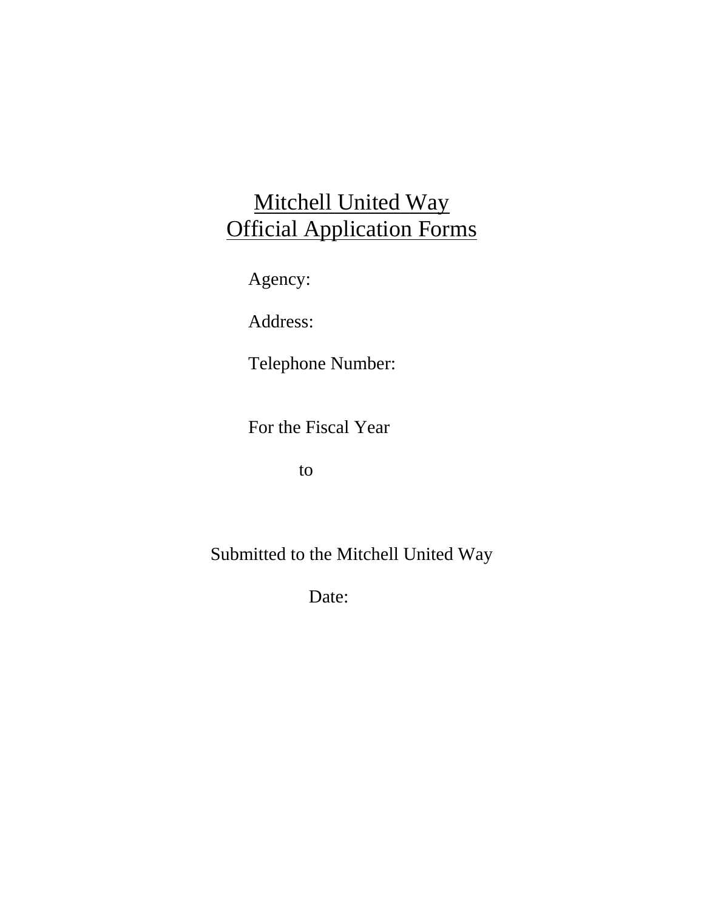# Mitchell United Way
# Official Application Forms

Agency:

Address:

Telephone Number:

For the Fiscal Year

to

Submitted to the Mitchell United Way

Date: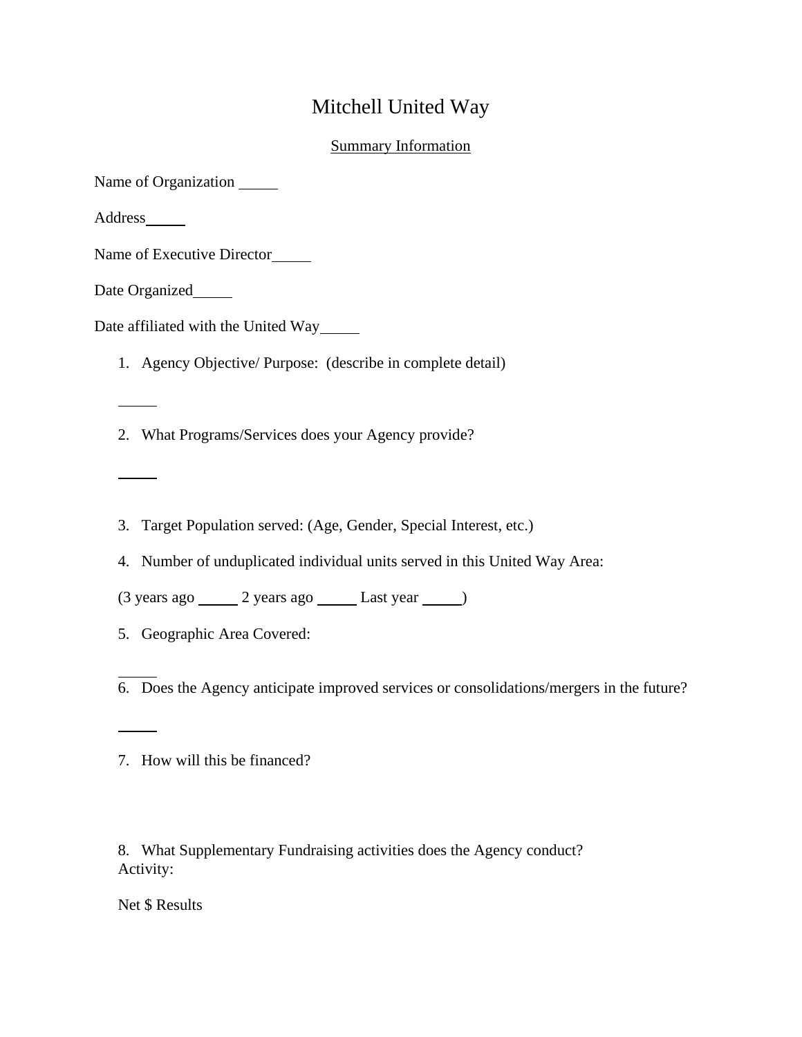# Mitchell United Way

## Summary Information

Name of Organization _____

Address_____

Name of Executive Director_____

Date Organized_____

Date affiliated with the United Way_____

1. Agency Objective/ Purpose: (describe in complete detail)

   _____

2. What Programs/Services does your Agency provide?

   _____

3. Target Population served: (Age, Gender, Special Interest, etc.)

4. Number of unduplicated individual units served in this United Way Area:

   (3 years ago _____ 2 years ago _____ Last year _____)

5. Geographic Area Covered:

   _____

6. Does the Agency anticipate improved services or consolidations/mergers in the future?

   _____

7. How will this be financed?

8. What Supplementary Fundraising activities does the Agency conduct?

   Activity:

   Net $ Results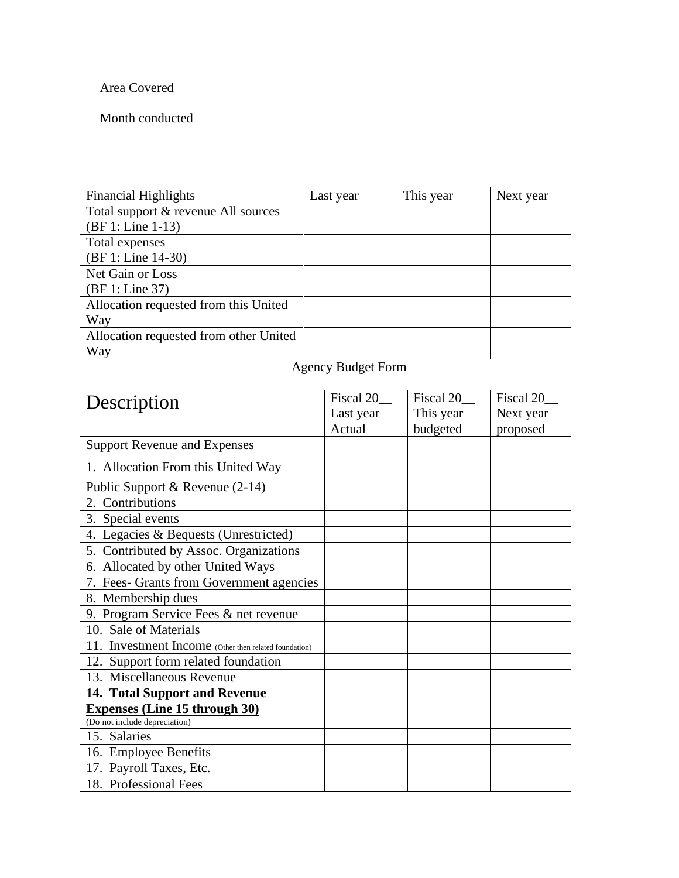Area Covered

Month conducted

| Financial Highlights | Last year | This year | Next year |
|---|---|---|---|
| Total support & revenue All sources (BF 1: Line 1-13) | | | |
| Total expenses (BF 1: Line 14-30) | | | |
| Net Gain or Loss (BF 1: Line 37) | | | |
| Allocation requested from this United Way | | | |
| Allocation requested from other United Way | | | |

<u>Agency Budget Form</u>

| Description | Fiscal 20__ Last year Actual | Fiscal 20__ This year budgeted | Fiscal 20__ Next year proposed |
|---|---|---|---|
| <u>Support Revenue and Expenses</u> | | | |
| 1. Allocation From this United Way | | | |
| <u>Public Support & Revenue (2-14)</u> | | | |
| 2. Contributions | | | |
| 3. Special events | | | |
| 4. Legacies & Bequests (Unrestricted) | | | |
| 5. Contributed by Assoc. Organizations | | | |
| 6. Allocated by other United Ways | | | |
| 7. Fees- Grants from Government agencies | | | |
| 8. Membership dues | | | |
| 9. Program Service Fees & net revenue | | | |
| 10. Sale of Materials | | | |
| 11. Investment Income (Other then related foundation) | | | |
| 12. Support form related foundation | | | |
| 13. Miscellaneous Revenue | | | |
| **14. Total Support and Revenue** | | | |
| **<u>Expenses (Line 15 through 30)</u>** <u>(Do not include depreciation)</u> | | | |
| 15. Salaries | | | |
| 16. Employee Benefits | | | |
| 17. Payroll Taxes, Etc. | | | |
| 18. Professional Fees | | | |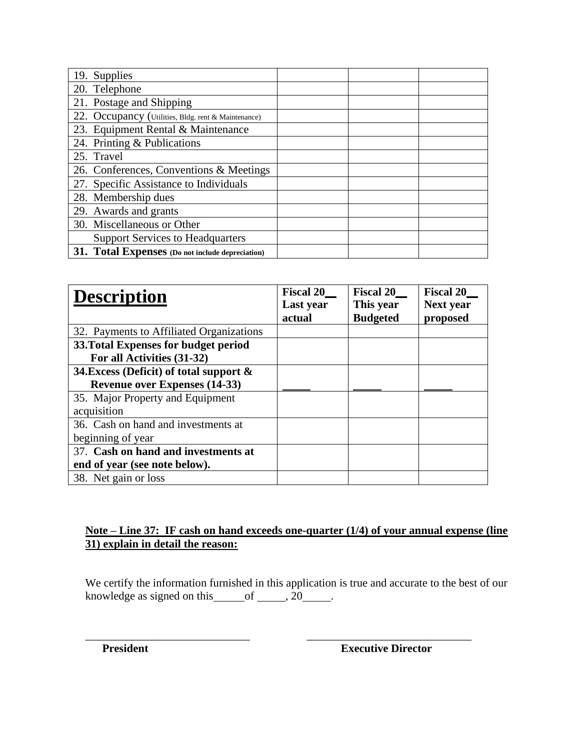| | | | |
|---|---|---|---|
| 19. Supplies | | | |
| 20. Telephone | | | |
| 21. Postage and Shipping | | | |
| 22. Occupancy (Utilities, Bldg. rent & Maintenance) | | | |
| 23. Equipment Rental & Maintenance | | | |
| 24. Printing & Publications | | | |
| 25. Travel | | | |
| 26. Conferences, Conventions & Meetings | | | |
| 27. Specific Assistance to Individuals | | | |
| 28. Membership dues | | | |
| 29. Awards and grants | | | |
| 30. Miscellaneous or Other | | | |
| Support Services to Headquarters | | | |
| **31. Total Expenses** **(Do not include depreciation)** | | | |

| **Description** | **Fiscal 20__ Last year actual** | **Fiscal 20__ This year Budgeted** | **Fiscal 20__ Next year proposed** |
|---|---|---|---|
| 32. Payments to Affiliated Organizations | | | |
| **33.Total Expenses for budget period For all Activities (31-32)** | | | |
| **34.Excess (Deficit) of total support & Revenue over Expenses (14-33)** | _____ | _____ | _____ |
| 35. Major Property and Equipment acquisition | | | |
| 36. Cash on hand and investments at beginning of year | | | |
| 37. **Cash on hand and investments at end of year (see note below).** | | | |
| 38. Net gain or loss | | | |

**Note – Line 37: IF cash on hand exceeds one-quarter (1/4) of your annual expense (line 31) explain in detail the reason:**

We certify the information furnished in this application is true and accurate to the best of our knowledge as signed on this_____of _____, 20_____.

_____________________________ _____________________________

**President** **Executive Director**